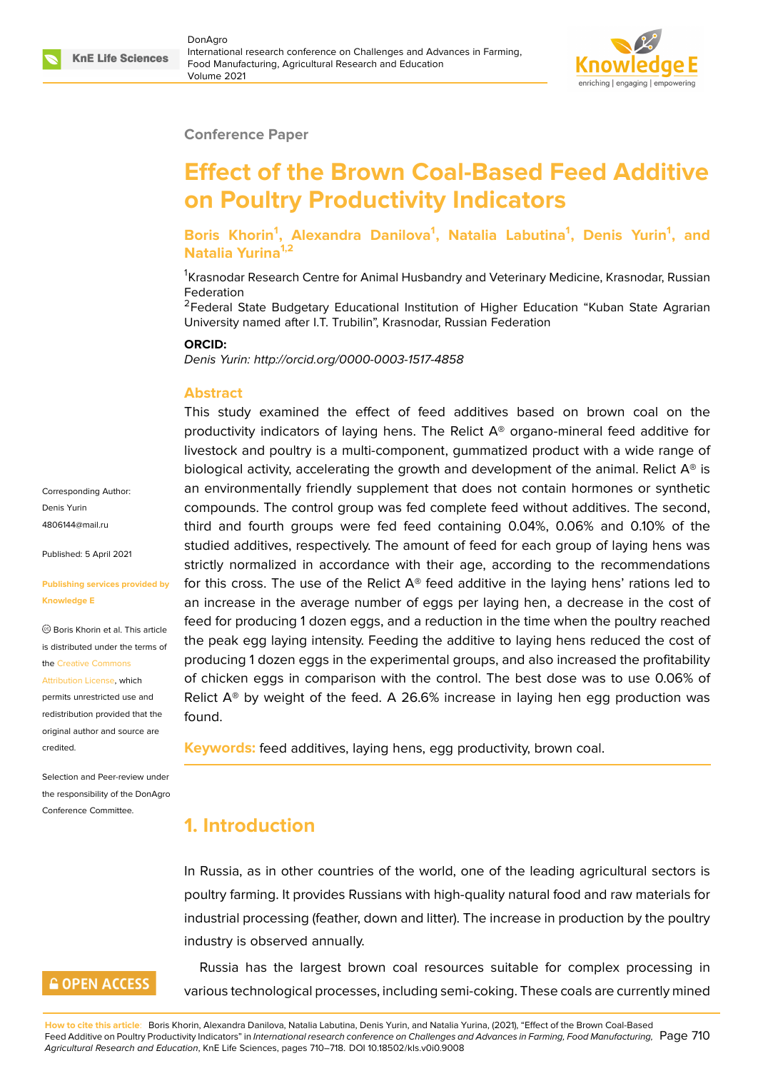Conference Paper

# Effect of the Brown Coal-Based Feed Additive on Poultry Productivity Indicators

**Boris Khorin[1], Alexandra Danilova[1], Natalia Labutina[1], Denis Yurin[1], and Natalia Yurina[1,2]**

[1]Krasnodar Research Centre for Animal Husbandry and Veterinary Medicine, Krasnodar, Russian Federation

[2]Federal State Budgetary Educational Institution of Higher Education "Kuban State Agrarian University named after I.T. Trubilin", Krasnodar, Russian Federation

**ORCID:**

*Denis Yurin: http://orcid.org/0000-0003-1517-4858*

Corresponding Author: Denis Yurin 4806144@mail.ru

Published: 5 April 2021

Publishing services provided by Knowledge E

© Boris Khorin et al. This article is distributed under the terms of the Creative Commons Attribution License, which permits unrestricted use and redistribution provided that the original author and source are credited.

Selection and Peer-review under the responsibility of the DonAgro Conference Committee.

## Abstract

This study examined the effect of feed additives based on brown coal on the productivity indicators of laying hens. The Relict A® organo-mineral feed additive for livestock and poultry is a multi-component, gummatized product with a wide range of biological activity, accelerating the growth and development of the animal. Relict A® is an environmentally friendly supplement that does not contain hormones or synthetic compounds. The control group was fed complete feed without additives. The second, third and fourth groups were fed feed containing 0.04%, 0.06% and 0.10% of the studied additives, respectively. The amount of feed for each group of laying hens was strictly normalized in accordance with their age, according to the recommendations for this cross. The use of the Relict A® feed additive in the laying hens' rations led to an increase in the average number of eggs per laying hen, a decrease in the cost of feed for producing 1 dozen eggs, and a reduction in the time when the poultry reached the peak egg laying intensity. Feeding the additive to laying hens reduced the cost of producing 1 dozen eggs in the experimental groups, and also increased the profitability of chicken eggs in comparison with the control. The best dose was to use 0.06% of Relict A® by weight of the feed. A 26.6% increase in laying hen egg production was found.

**Keywords:** feed additives, laying hens, egg productivity, brown coal.

## 1. Introduction

In Russia, as in other countries of the world, one of the leading agricultural sectors is poultry farming. It provides Russians with high-quality natural food and raw materials for industrial processing (feather, down and litter). The increase in production by the poultry industry is observed annually.

Russia has the largest brown coal resources suitable for complex processing in various technological processes, including semi-coking. These coals are currently mined

**How to cite this article**: Boris Khorin, Alexandra Danilova, Natalia Labutina, Denis Yurin, and Natalia Yurina, (2021), "Effect of the Brown Coal-Based Feed Additive on Poultry Productivity Indicators" in *International research conference on Challenges and Advances in Farming, Food Manufacturing, Agricultural Research and Education*, KnE Life Sciences, pages 710–718. DOI 10.18502/kls.v0i0.9008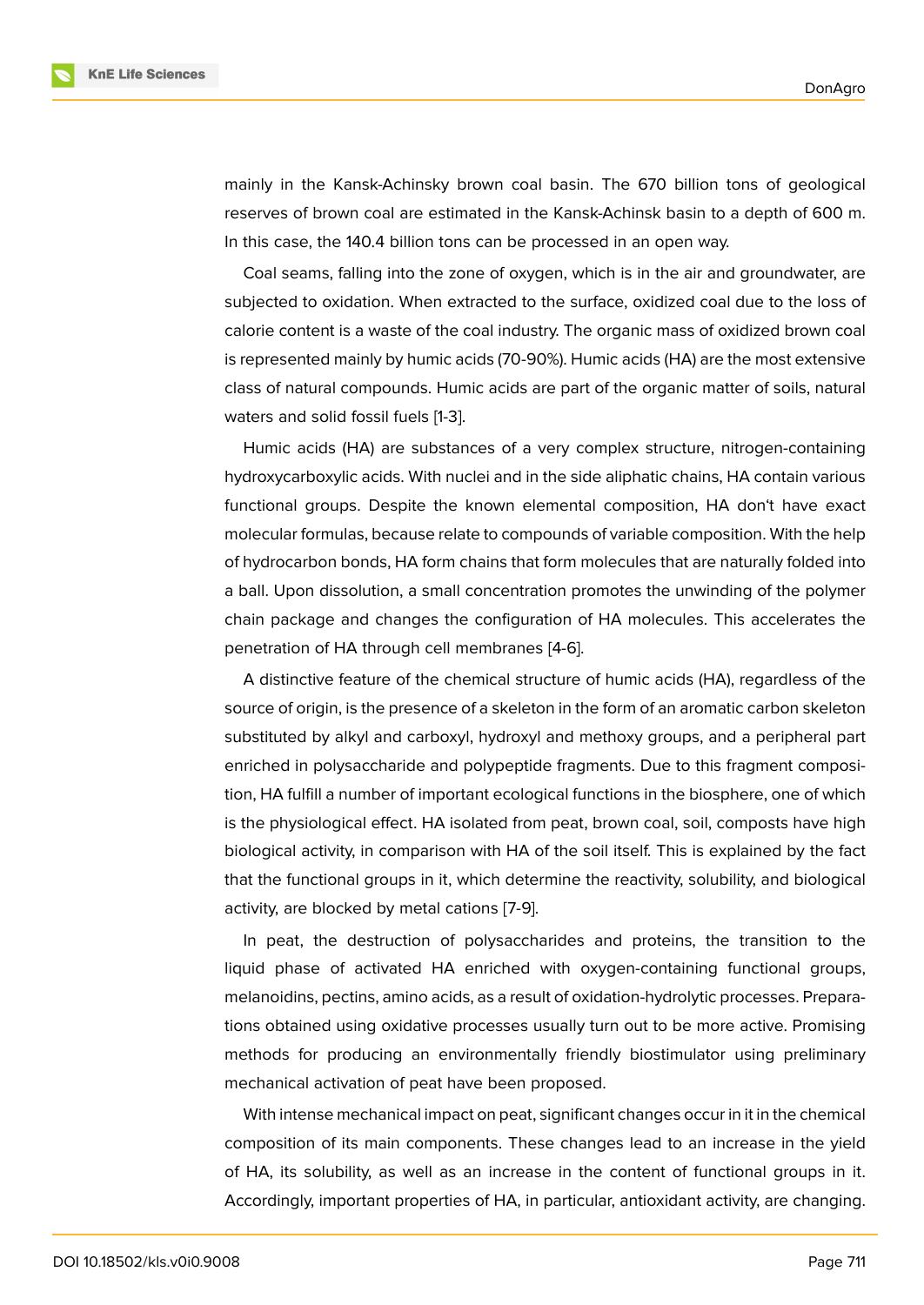mainly in the Kansk-Achinsky brown coal basin. The 670 billion tons of geological reserves of brown coal are estimated in the Kansk-Achinsk basin to a depth of 600 m. In this case, the 140.4 billion tons can be processed in an open way.

Coal seams, falling into the zone of oxygen, which is in the air and groundwater, are subjected to oxidation. When extracted to the surface, oxidized coal due to the loss of calorie content is a waste of the coal industry. The organic mass of oxidized brown coal is represented mainly by humic acids (70-90%). Humic acids (HA) are the most extensive class of natural compounds. Humic acids are part of the organic matter of soils, natural waters and solid fossil fuels [1-3].

Humic acids (HA) are substances of a very complex structure, nitrogen-containing hydroxycarboxylic acids. With nuclei and in the side aliphatic chains, HA contain various functional groups. Despite the known elemental composition, HA don't have exact molecular formulas, because relate to compounds of variable composition. With the help of hydrocarbon bonds, HA form chains that form molecules that are naturally folded into a ball. Upon dissolution, a small concentration promotes the unwinding of the polymer chain package and changes the configuration of HA molecules. This accelerates the penetration of HA through cell membranes [4-6].

A distinctive feature of the chemical structure of humic acids (HA), regardless of the source of origin, is the presence of a skeleton in the form of an aromatic carbon skeleton substituted by alkyl and carboxyl, hydroxyl and methoxy groups, and a peripheral part enriched in polysaccharide and polypeptide fragments. Due to this fragment composition, HA fulfill a number of important ecological functions in the biosphere, one of which is the physiological effect. HA isolated from peat, brown coal, soil, composts have high biological activity, in comparison with HA of the soil itself. This is explained by the fact that the functional groups in it, which determine the reactivity, solubility, and biological activity, are blocked by metal cations [7-9].

In peat, the destruction of polysaccharides and proteins, the transition to the liquid phase of activated HA enriched with oxygen-containing functional groups, melanoidins, pectins, amino acids, as a result of oxidation-hydrolytic processes. Preparations obtained using oxidative processes usually turn out to be more active. Promising methods for producing an environmentally friendly biostimulator using preliminary mechanical activation of peat have been proposed.

With intense mechanical impact on peat, significant changes occur in it in the chemical composition of its main components. These changes lead to an increase in the yield of HA, its solubility, as well as an increase in the content of functional groups in it. Accordingly, important properties of HA, in particular, antioxidant activity, are changing.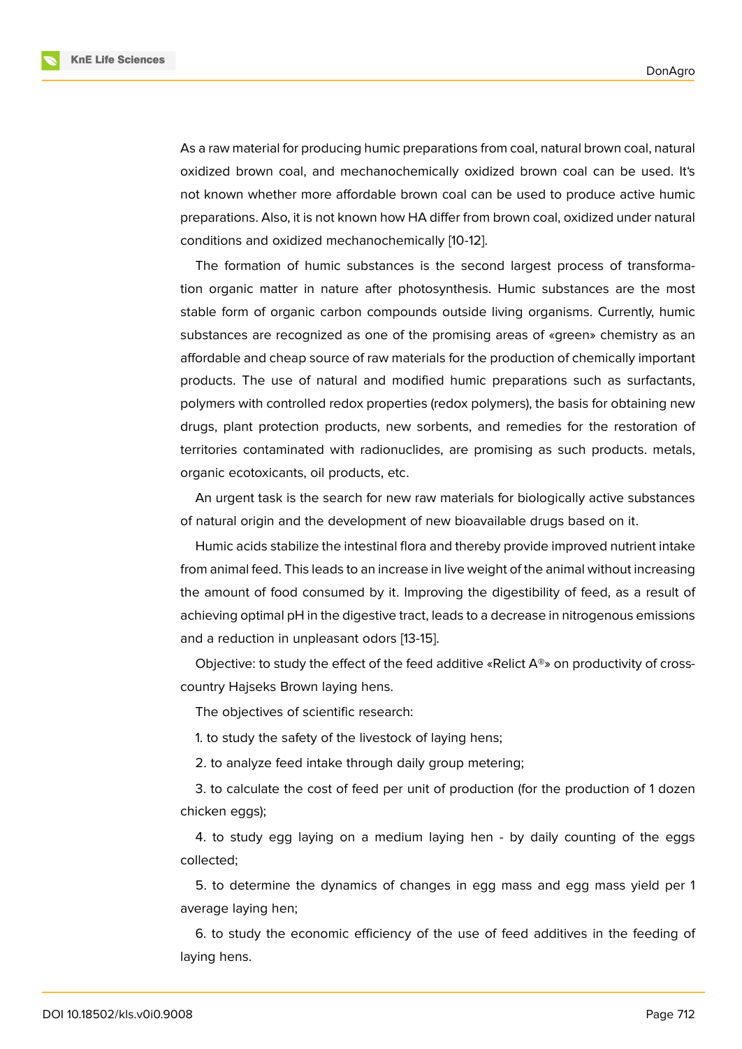As a raw material for producing humic preparations from coal, natural brown coal, natural oxidized brown coal, and mechanochemically oxidized brown coal can be used. It's not known whether more affordable brown coal can be used to produce active humic preparations. Also, it is not known how HA differ from brown coal, oxidized under natural conditions and oxidized mechanochemically [10-12].

The formation of humic substances is the second largest process of transformation organic matter in nature after photosynthesis. Humic substances are the most stable form of organic carbon compounds outside living organisms. Currently, humic substances are recognized as one of the promising areas of «green» chemistry as an affordable and cheap source of raw materials for the production of chemically important products. The use of natural and modified humic preparations such as surfactants, polymers with controlled redox properties (redox polymers), the basis for obtaining new drugs, plant protection products, new sorbents, and remedies for the restoration of territories contaminated with radionuclides, are promising as such products. metals, organic ecotoxicants, oil products, etc.

An urgent task is the search for new raw materials for biologically active substances of natural origin and the development of new bioavailable drugs based on it.

Humic acids stabilize the intestinal flora and thereby provide improved nutrient intake from animal feed. This leads to an increase in live weight of the animal without increasing the amount of food consumed by it. Improving the digestibility of feed, as a result of achieving optimal pH in the digestive tract, leads to a decrease in nitrogenous emissions and a reduction in unpleasant odors [13-15].

Objective: to study the effect of the feed additive «Relict A®» on productivity of cross-country Hajseks Brown laying hens.

The objectives of scientific research:

1. to study the safety of the livestock of laying hens;

2. to analyze feed intake through daily group metering;

3. to calculate the cost of feed per unit of production (for the production of 1 dozen chicken eggs);

4. to study egg laying on a medium laying hen - by daily counting of the eggs collected;

5. to determine the dynamics of changes in egg mass and egg mass yield per 1 average laying hen;

6. to study the economic efficiency of the use of feed additives in the feeding of laying hens.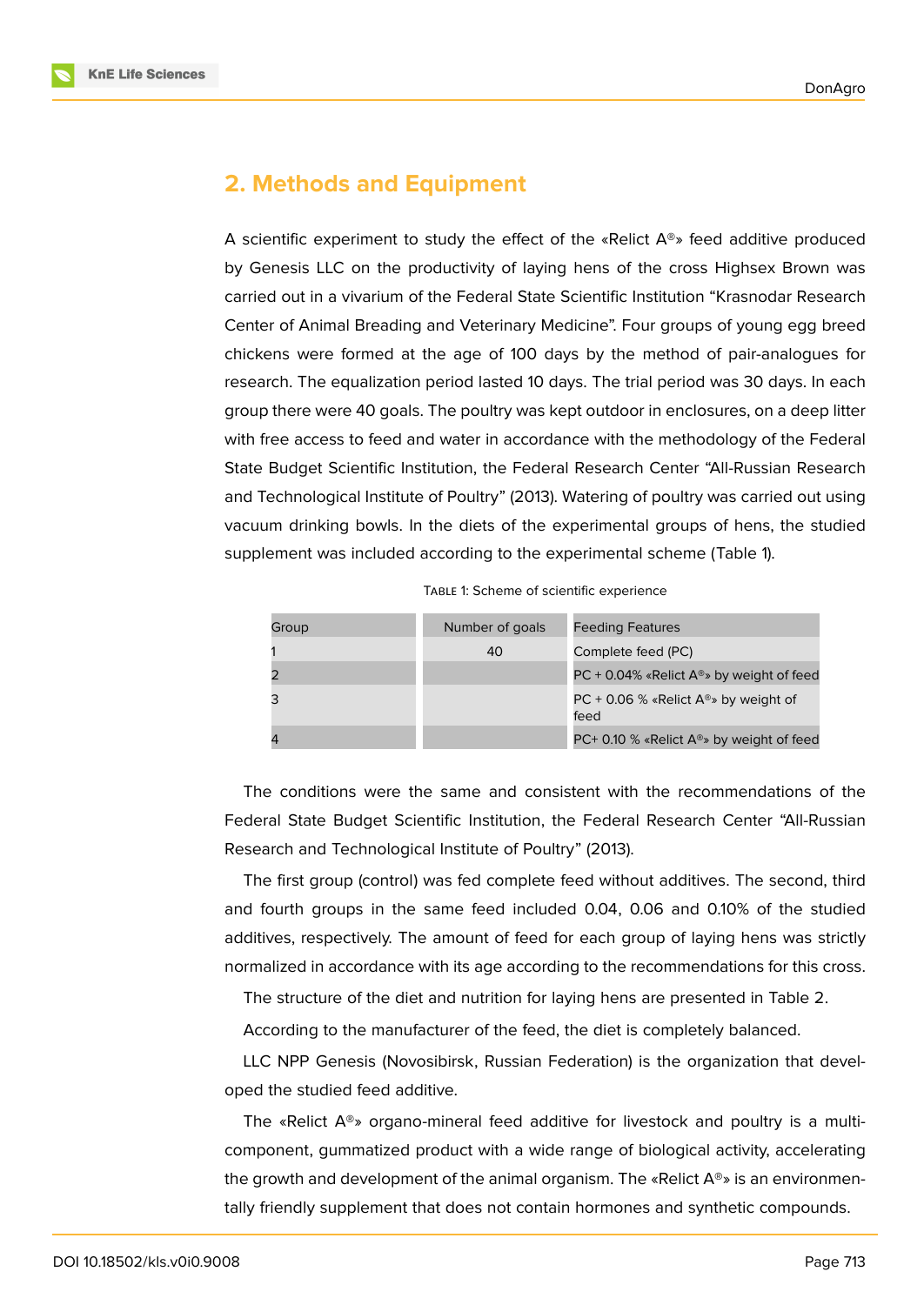## 2. Methods and Equipment

A scientific experiment to study the effect of the «Relict A®» feed additive produced by Genesis LLC on the productivity of laying hens of the cross Highsex Brown was carried out in a vivarium of the Federal State Scientific Institution "Krasnodar Research Center of Animal Breading and Veterinary Medicine". Four groups of young egg breed chickens were formed at the age of 100 days by the method of pair-analogues for research. The equalization period lasted 10 days. The trial period was 30 days. In each group there were 40 goals. The poultry was kept outdoor in enclosures, on a deep litter with free access to feed and water in accordance with the methodology of the Federal State Budget Scientific Institution, the Federal Research Center "All-Russian Research and Technological Institute of Poultry" (2013). Watering of poultry was carried out using vacuum drinking bowls. In the diets of the experimental groups of hens, the studied supplement was included according to the experimental scheme (Table 1).

Table 1: Scheme of scientific experience

| Group | Number of goals | Feeding Features |
|---|---|---|
| 1 | 40 | Complete feed (PC) |
| 2 | | PC + 0.04% «Relict A®» by weight of feed |
| 3 | | PC + 0.06 % «Relict A®» by weight of feed |
| 4 | | PC+ 0.10 % «Relict A®» by weight of feed |

The conditions were the same and consistent with the recommendations of the Federal State Budget Scientific Institution, the Federal Research Center "All-Russian Research and Technological Institute of Poultry" (2013).

The first group (control) was fed complete feed without additives. The second, third and fourth groups in the same feed included 0.04, 0.06 and 0.10% of the studied additives, respectively. The amount of feed for each group of laying hens was strictly normalized in accordance with its age according to the recommendations for this cross.

The structure of the diet and nutrition for laying hens are presented in Table 2.

According to the manufacturer of the feed, the diet is completely balanced.

LLC NPP Genesis (Novosibirsk, Russian Federation) is the organization that developed the studied feed additive.

The «Relict A®» organo-mineral feed additive for livestock and poultry is a multi-component, gummatized product with a wide range of biological activity, accelerating the growth and development of the animal organism. The «Relict A®» is an environmentally friendly supplement that does not contain hormones and synthetic compounds.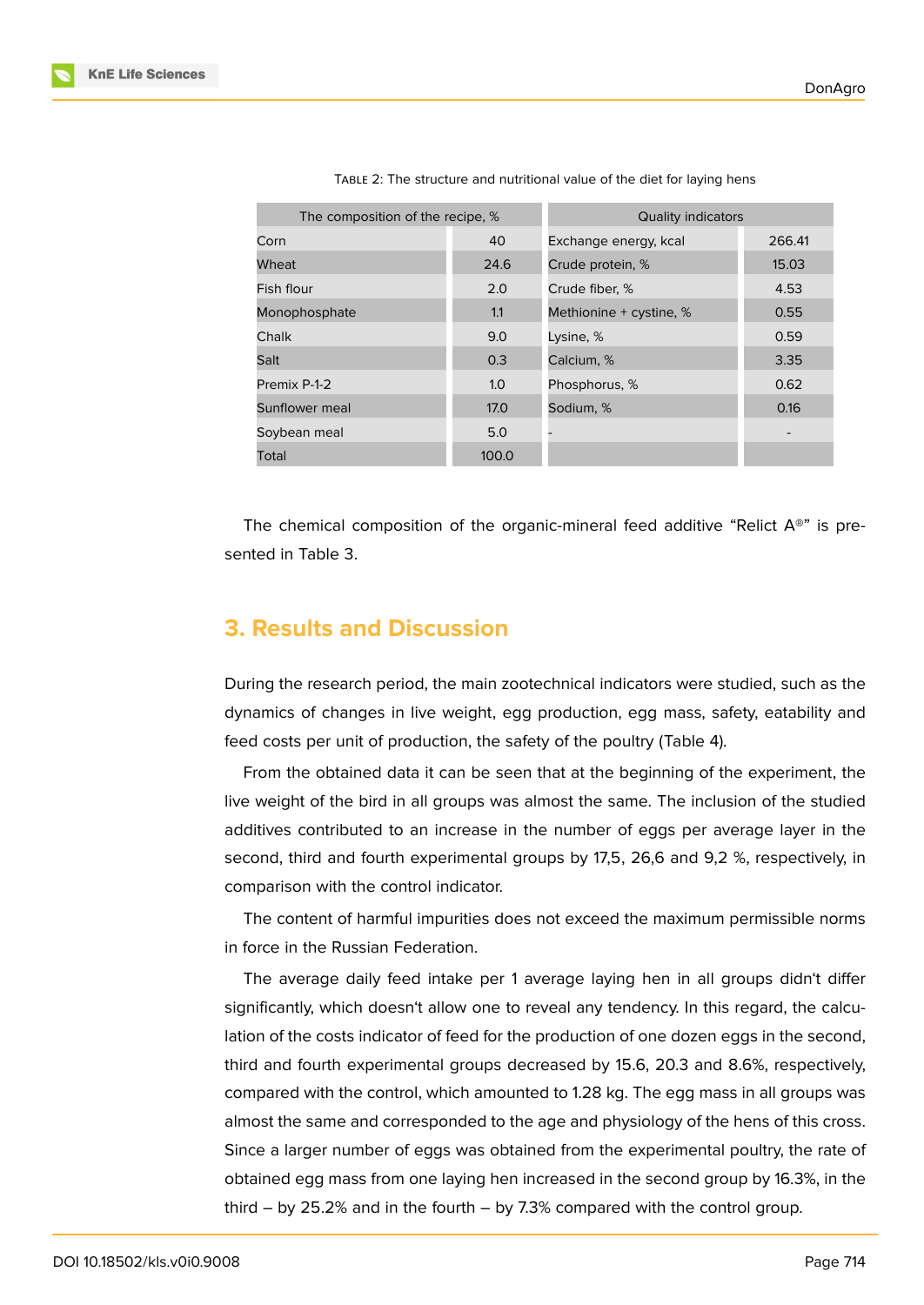Table 2: The structure and nutritional value of the diet for laying hens

| The composition of the recipe, % | | Quality indicators | |
|---|---|---|---|
| Corn | 40 | Exchange energy, kcal | 266.41 |
| Wheat | 24.6 | Crude protein, % | 15.03 |
| Fish flour | 2.0 | Crude fiber, % | 4.53 |
| Monophosphate | 1.1 | Methionine + cystine, % | 0.55 |
| Chalk | 9.0 | Lysine, % | 0.59 |
| Salt | 0.3 | Calcium, % | 3.35 |
| Premix P-1-2 | 1.0 | Phosphorus, % | 0.62 |
| Sunflower meal | 17.0 | Sodium, % | 0.16 |
| Soybean meal | 5.0 | - | - |
| Total | 100.0 | | |

The chemical composition of the organic-mineral feed additive “Relict A®” is presented in Table 3.

## 3. Results and Discussion

During the research period, the main zootechnical indicators were studied, such as the dynamics of changes in live weight, egg production, egg mass, safety, eatability and feed costs per unit of production, the safety of the poultry (Table 4).

From the obtained data it can be seen that at the beginning of the experiment, the live weight of the bird in all groups was almost the same. The inclusion of the studied additives contributed to an increase in the number of eggs per average layer in the second, third and fourth experimental groups by 17,5, 26,6 and 9,2 %, respectively, in comparison with the control indicator.

The content of harmful impurities does not exceed the maximum permissible norms in force in the Russian Federation.

The average daily feed intake per 1 average laying hen in all groups didn‘t differ significantly, which doesn‘t allow one to reveal any tendency. In this regard, the calculation of the costs indicator of feed for the production of one dozen eggs in the second, third and fourth experimental groups decreased by 15.6, 20.3 and 8.6%, respectively, compared with the control, which amounted to 1.28 kg. The egg mass in all groups was almost the same and corresponded to the age and physiology of the hens of this cross. Since a larger number of eggs was obtained from the experimental poultry, the rate of obtained egg mass from one laying hen increased in the second group by 16.3%, in the third – by 25.2% and in the fourth – by 7.3% compared with the control group.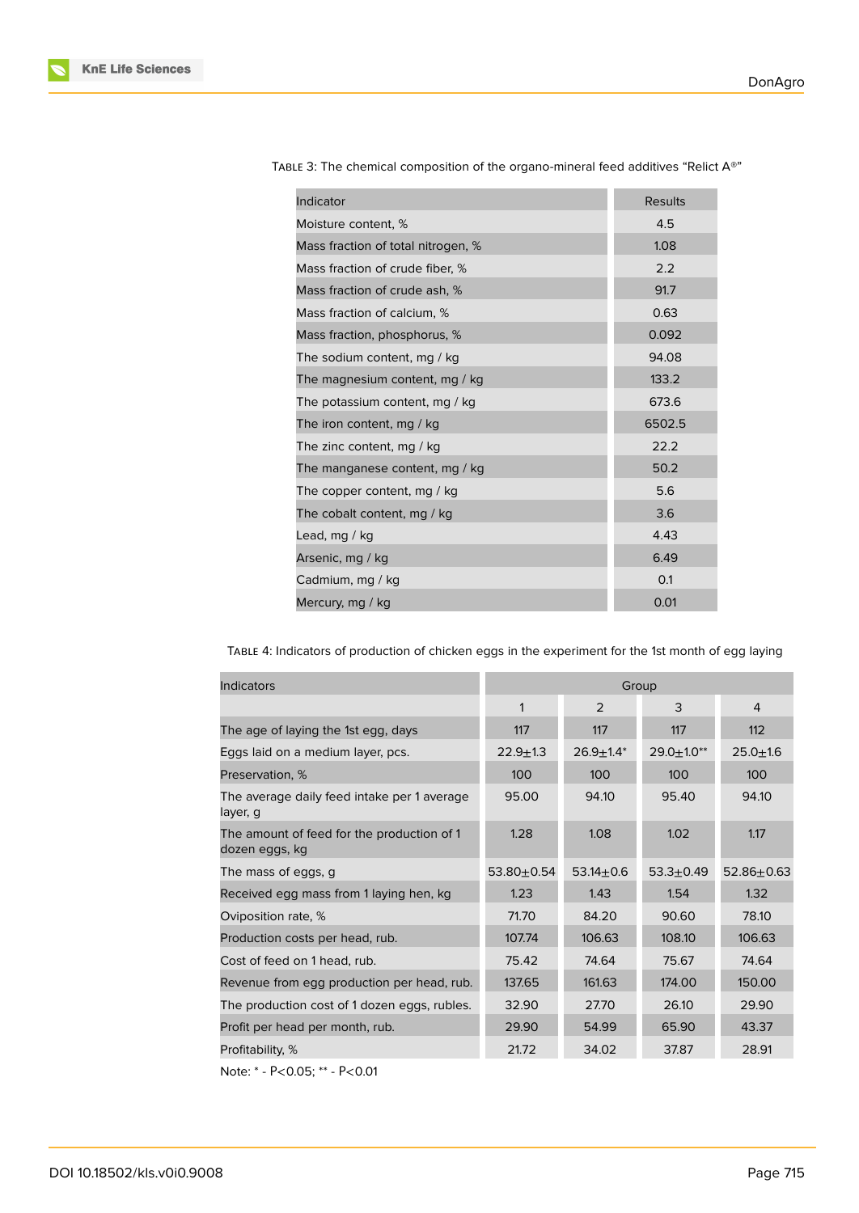Table 3: The chemical composition of the organo-mineral feed additives “Relict A®”

| Indicator | Results |
| --- | --- |
| Moisture content, % | 4.5 |
| Mass fraction of total nitrogen, % | 1.08 |
| Mass fraction of crude fiber, % | 2.2 |
| Mass fraction of crude ash, % | 91.7 |
| Mass fraction of calcium, % | 0.63 |
| Mass fraction, phosphorus, % | 0.092 |
| The sodium content, mg / kg | 94.08 |
| The magnesium content, mg / kg | 133.2 |
| The potassium content, mg / kg | 673.6 |
| The iron content, mg / kg | 6502.5 |
| The zinc content, mg / kg | 22.2 |
| The manganese content, mg / kg | 50.2 |
| The copper content, mg / kg | 5.6 |
| The cobalt content, mg / kg | 3.6 |
| Lead, mg / kg | 4.43 |
| Arsenic, mg / kg | 6.49 |
| Cadmium, mg / kg | 0.1 |
| Mercury, mg / kg | 0.01 |

Table 4: Indicators of production of chicken eggs in the experiment for the 1st month of egg laying

| Indicators | Group | | | |
| --- | --- | --- | --- | --- |
| | 1 | 2 | 3 | 4 |
| The age of laying the 1st egg, days | 117 | 117 | 117 | 112 |
| Eggs laid on a medium layer, pcs. | 22.9±1.3 | 26.9±1.4* | 29.0±1.0** | 25.0±1.6 |
| Preservation, % | 100 | 100 | 100 | 100 |
| The average daily feed intake per 1 average layer, g | 95.00 | 94.10 | 95.40 | 94.10 |
| The amount of feed for the production of 1 dozen eggs, kg | 1.28 | 1.08 | 1.02 | 1.17 |
| The mass of eggs, g | 53.80±0.54 | 53.14±0.6 | 53.3±0.49 | 52.86±0.63 |
| Received egg mass from 1 laying hen, kg | 1.23 | 1.43 | 1.54 | 1.32 |
| Oviposition rate, % | 71.70 | 84.20 | 90.60 | 78.10 |
| Production costs per head, rub. | 107.74 | 106.63 | 108.10 | 106.63 |
| Cost of feed on 1 head, rub. | 75.42 | 74.64 | 75.67 | 74.64 |
| Revenue from egg production per head, rub. | 137.65 | 161.63 | 174.00 | 150.00 |
| The production cost of 1 dozen eggs, rubles. | 32.90 | 27.70 | 26.10 | 29.90 |
| Profit per head per month, rub. | 29.90 | 54.99 | 65.90 | 43.37 |
| Profitability, % | 21.72 | 34.02 | 37.87 | 28.91 |

Note: * - $P<0.05$; ** - $P<0.01$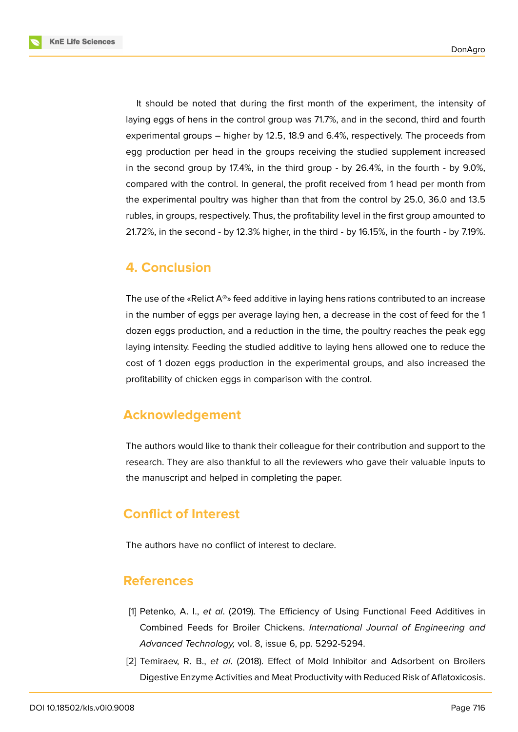It should be noted that during the first month of the experiment, the intensity of laying eggs of hens in the control group was 71.7%, and in the second, third and fourth experimental groups – higher by 12.5, 18.9 and 6.4%, respectively. The proceeds from egg production per head in the groups receiving the studied supplement increased in the second group by 17.4%, in the third group - by 26.4%, in the fourth - by 9.0%, compared with the control. In general, the profit received from 1 head per month from the experimental poultry was higher than that from the control by 25.0, 36.0 and 13.5 rubles, in groups, respectively. Thus, the profitability level in the first group amounted to 21.72%, in the second - by 12.3% higher, in the third - by 16.15%, in the fourth - by 7.19%.

## 4. Conclusion

The use of the «Relict A®» feed additive in laying hens rations contributed to an increase in the number of eggs per average laying hen, a decrease in the cost of feed for the 1 dozen eggs production, and a reduction in the time, the poultry reaches the peak egg laying intensity. Feeding the studied additive to laying hens allowed one to reduce the cost of 1 dozen eggs production in the experimental groups, and also increased the profitability of chicken eggs in comparison with the control.

## Acknowledgement

The authors would like to thank their colleague for their contribution and support to the research. They are also thankful to all the reviewers who gave their valuable inputs to the manuscript and helped in completing the paper.

## Conflict of Interest

The authors have no conflict of interest to declare.

## References

[1] Petenko, A. I., *et al*. (2019). The Efficiency of Using Functional Feed Additives in Combined Feeds for Broiler Chickens. *International Journal of Engineering and Advanced Technology,* vol. 8, issue 6, pp. 5292-5294.

[2] Temiraev, R. B., *et al*. (2018). Effect of Mold Inhibitor and Adsorbent on Broilers Digestive Enzyme Activities and Meat Productivity with Reduced Risk of Aflatoxicosis.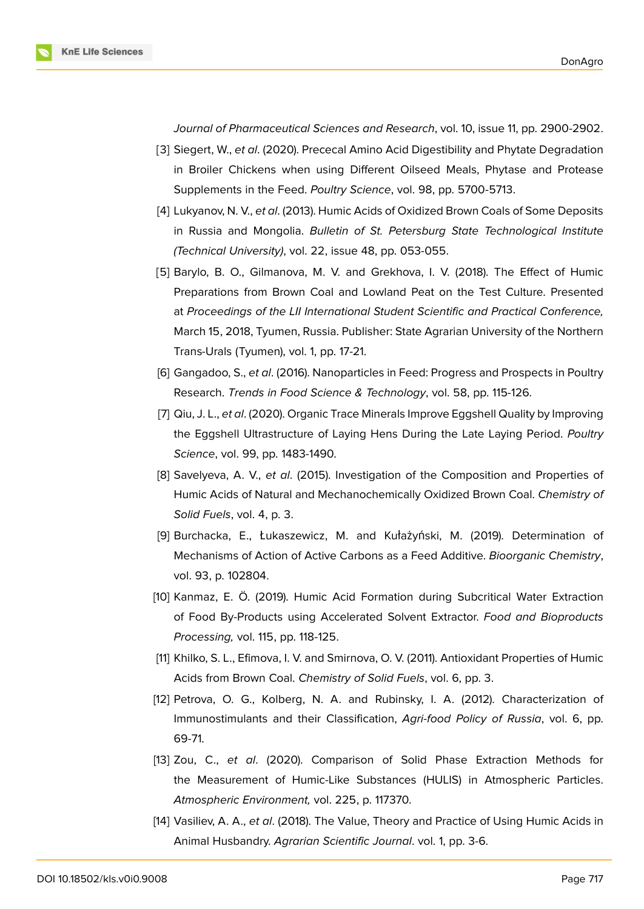*Journal of Pharmaceutical Sciences and Research*, vol. 10, issue 11, pp. 2900-2902.

[3] Siegert, W., *et al*. (2020). Prececal Amino Acid Digestibility and Phytate Degradation in Broiler Chickens when using Different Oilseed Meals, Phytase and Protease Supplements in the Feed. *Poultry Science*, vol. 98, pp. 5700-5713.

[4] Lukyanov, N. V., *et al*. (2013). Humic Acids of Oxidized Brown Coals of Some Deposits in Russia and Mongolia. *Bulletin of St. Petersburg State Technological Institute (Technical University)*, vol. 22, issue 48, pp. 053-055.

[5] Barylo, B. O., Gilmanova, M. V. and Grekhova, I. V. (2018). The Effect of Humic Preparations from Brown Coal and Lowland Peat on the Test Culture. Presented at *Proceedings of the LII International Student Scientific and Practical Conference,* March 15, 2018, Tyumen, Russia. Publisher: State Agrarian University of the Northern Trans-Urals (Tyumen), vol. 1, pp. 17-21.

[6] Gangadoo, S., *et al*. (2016). Nanoparticles in Feed: Progress and Prospects in Poultry Research. *Trends in Food Science & Technology*, vol. 58, pp. 115-126.

[7] Qiu, J. L., *et al*. (2020). Organic Trace Minerals Improve Eggshell Quality by Improving the Eggshell Ultrastructure of Laying Hens During the Late Laying Period. *Poultry Science*, vol. 99, pp. 1483-1490.

[8] Savelyeva, A. V., *et al*. (2015). Investigation of the Composition and Properties of Humic Acids of Natural and Mechanochemically Oxidized Brown Coal. *Chemistry of Solid Fuels*, vol. 4, p. 3.

[9] Burchacka, E., Łukaszewicz, M. and Kułażyński, M. (2019). Determination of Mechanisms of Action of Active Carbons as a Feed Additive. *Bioorganic Chemistry*, vol. 93, p. 102804.

[10] Kanmaz, E. Ö. (2019). Humic Acid Formation during Subcritical Water Extraction of Food By-Products using Accelerated Solvent Extractor. *Food and Bioproducts Processing,* vol. 115, pp. 118-125.

[11] Khilko, S. L., Efimova, I. V. and Smirnova, O. V. (2011). Antioxidant Properties of Humic Acids from Brown Coal. *Chemistry of Solid Fuels*, vol. 6, pp. 3.

[12] Petrova, O. G., Kolberg, N. A. and Rubinsky, I. A. (2012). Characterization of Immunostimulants and their Classification, *Agri-food Policy of Russia*, vol. 6, pp. 69-71.

[13] Zou, C., *et al*. (2020). Comparison of Solid Phase Extraction Methods for the Measurement of Humic-Like Substances (HULIS) in Atmospheric Particles. *Atmospheric Environment,* vol. 225, p. 117370.

[14] Vasiliev, A. A., *et al*. (2018). The Value, Theory and Practice of Using Humic Acids in Animal Husbandry. *Agrarian Scientific Journal*. vol. 1, pp. 3-6.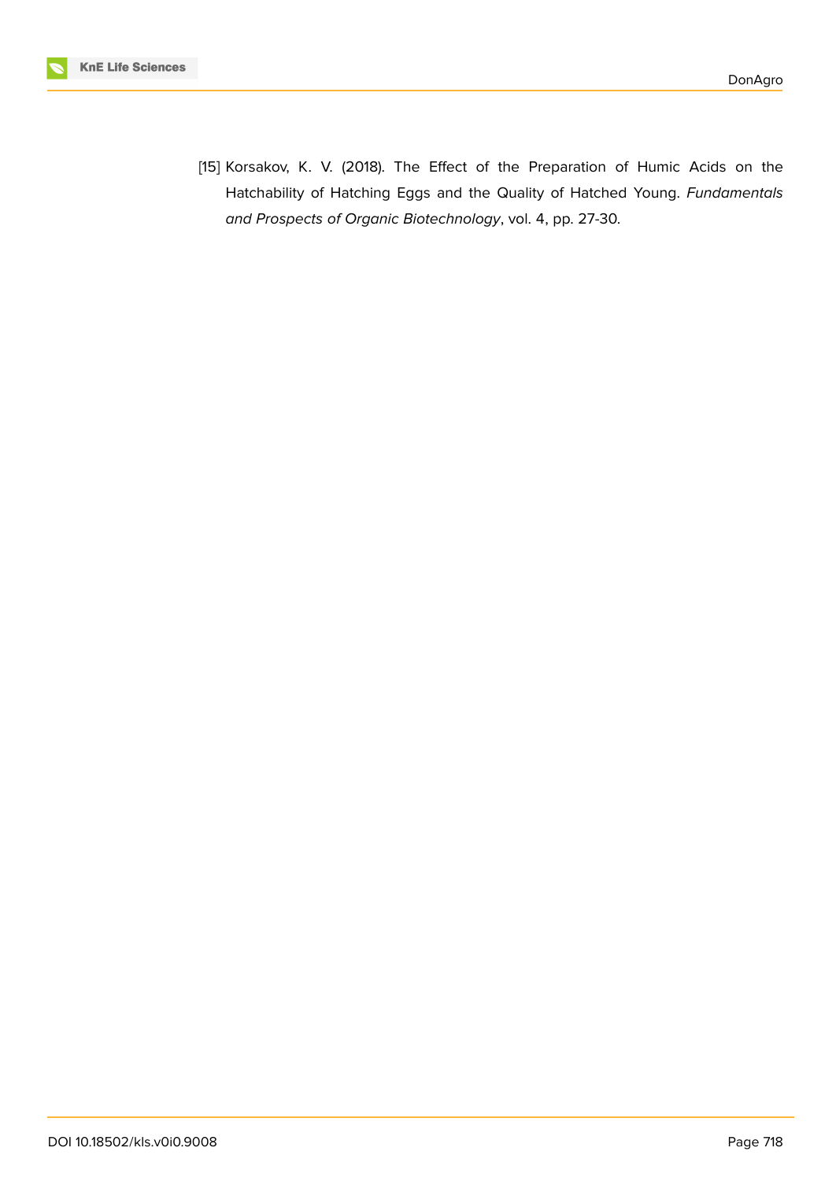[15] Korsakov, K. V. (2018). The Effect of the Preparation of Humic Acids on the Hatchability of Hatching Eggs and the Quality of Hatched Young. *Fundamentals and Prospects of Organic Biotechnology*, vol. 4, pp. 27-30.